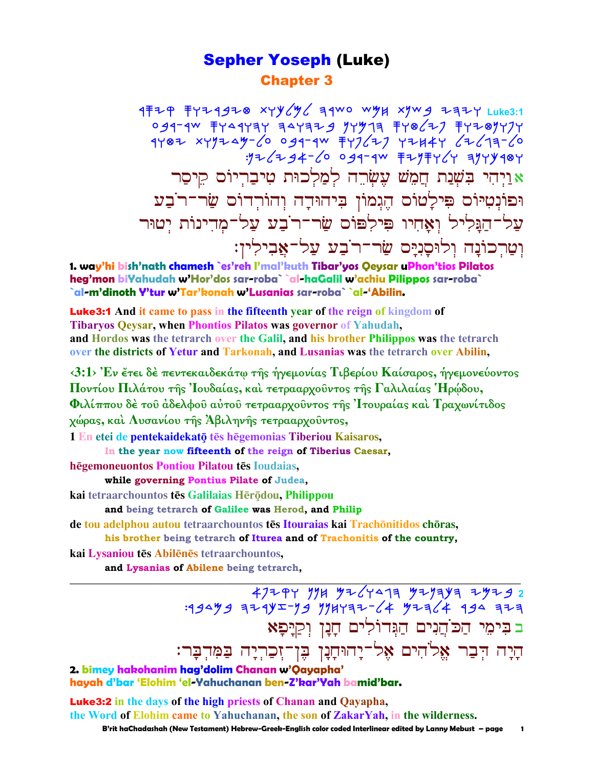# Sepher Yoseph (Luke)

## Chapter 3

Luke3:1

אוַיְהִי בִּשְׁנַת חֲמֵשׁ עֶשְׂרֵה לְמַלְכוּת טִיבַרְיוֹס קֵיסַר וּפוֹנְטִיּוֹס פִּילָטוֹס הֶגְמוֹן בִּיהוּדָה וְהוֹרְדוֹס שַׂר־רֹבַע עַל־הַגָּלִיל וְאָחִיו פִּילִפּוֹס שַׂר־רֹבַע עַל־מְדִינוֹת יְטוּר וְטַרְכוֹנָה וְלוּסָנְיָס שַׂר־רֹבַע עַל־אֲבִילִין׃

**1. way'hi bish'nath chamesh `es'reh l'mal'kuth Tibar'yos Qeysar uPhon'tios Pilatos heg'mon biYahudah w'Hor'dos sar-roba` `al-haGalil w'achiu Pilippos sar-roba` `al-m'dinoth Y'tur w'Tar'konah w'Lusanias sar-roba` `al-'Abilin.**

**Luke3:1** And it came to pass in the fifteenth year of the reign of kingdom of Tibaryos Qeysar, when Phontios Pilatos was governor of Yahudah, and Hordos was the tetrarch over the Galil, and his brother Philippos was the tetrarch over the districts of Yetur and Tarkonah, and Lusanias was the tetrarch over Abilin,

‹3:1› Ἐν ἔτει δὲ πεντεκαιδεκάτῳ τῆς ἡγεμονίας Τιβερίου Καίσαρος, ἡγεμονεύοντος Ποντίου Πιλάτου τῆς Ἰουδαίας, καὶ τετρααρχοῦντος τῆς Γαλιλαίας Ἡρῴδου, Φιλίππου δὲ τοῦ ἀδελφοῦ αὐτοῦ τετρααρχοῦντος τῆς Ἰτουραίας καὶ Τραχωνίτιδος χώρας, καὶ Λυσανίου τῆς Ἀβιληνῆς τετρααρχοῦντος,

1 En etei de pentekaidekatō tēs hēgemonias Tiberiou Kaisaros,
**In the year now fifteenth of the reign of Tiberius Caesar,**

hēgemoneuontos Pontiou Pilatou tēs Ioudaias,
**while governing Pontius Pilate of Judea,**

kai tetraarchountos tēs Galilaias Hērōdou, Philippou
**and being tetrarch of Galilee was Herod, and Philip**

de tou adelphou autou tetraarchountos tēs Itouraias kai Trachōnitidos chōras,
**his brother being tetrarch of Iturea and of Trachonitis of the country,**

kai Lysaniou tēs Abilēnēs tetraarchountos,
**and Lysanias of Abilene being tetrarch,**

---

2

בבִּימֵי הַכֹּהֲנִים הַגְּדוֹלִים חָנָן וְקַיָּפָא הָיָה דְּבַר אֱלֹהִים אֶל־יָהוּחָנָן בֶּן־זְכַרְיָה בַּמִּדְבָּר׃

**2. bimey hakohanim hag'dolim Chanan w'Qayapha' hayah d'bar 'Elohim 'el-Yahuchanan ben-Z'kar'Yah bamid'bar.**

**Luke3:2** in the days of the high priests of Chanan and Qayapha, the Word of Elohim came to Yahuchanan, the son of ZakarYah, in the wilderness.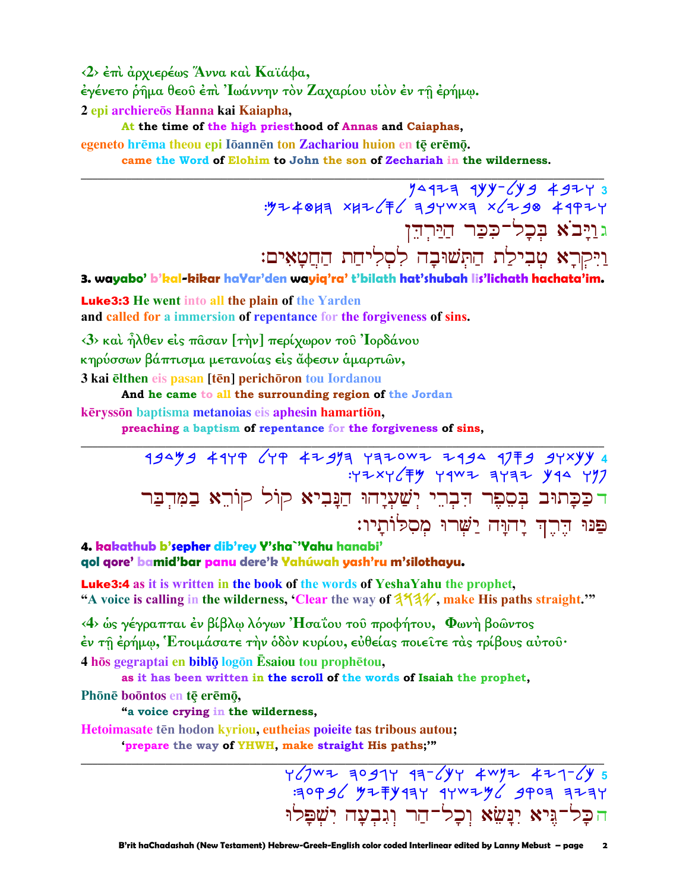‹2› ἐπὶ ἀρχιερέως Ἅννα καὶ Καϊάφα,

ἐγένετο ῥῆμα θεοῦ ἐπὶ Ἰωάννην τὸν Ζαχαρίου υἱὸν ἐν τῇ ἐρήμῳ.

**2** epi archiereōs Hanna kai Kaiapha,

  **At the time of the high priesthood of Annas and Caiaphas,**

egeneto hrēma theou epi Iōannēn ton Zachariou huion en tē erēmō.

  **came the Word of Elohim to John the son of Zechariah in the wilderness.**

---

3

גוַיָּבֹא בְּכָל־כִּכַּר הַיַּרְדֵּן

וַיִּקְרָא טְבִילַת הַתְּשׁוּבָה לִסְלִיחַת הַחֲטָאִים:

**3. wayabo' b'kal-kikar haYar'den wayiq'ra' t'bilath hat'shubah lis'lichath hachata'im.**

**Luke3:3 He went into all the plain of the Yarden**
**and called for a immersion of repentance for the forgiveness of sins.**

‹3› καὶ ἦλθεν εἰς πᾶσαν [τὴν] περίχωρον τοῦ Ἰορδάνου

κηρύσσων βάπτισμα μετανοίας εἰς ἄφεσιν ἁμαρτιῶν,

**3** kai ēlthen eis pasan [tēn] perichōron tou Iordanou

  **And he came to all the surrounding region of the Jordan**

kēryssōn baptisma metanoias eis aphesin hamartiōn,

  **preaching a baptism of repentance for the forgiveness of sins,**

---

4

דכַּכָּתוּב בְּסֵפֶר דִּבְרֵי יְשַׁעְיָהוּ הַנָּבִיא קוֹל קוֹרֵא בַּמִּדְבָּר

פַּנּוּ דֶּרֶךְ יָהוָּה יַשְּׁרוּ מְסִלּוֹתָיו:

**4. kakathub b'sepher dib'rey Y'sha`'Yahu hanabi'**
**qol qore' bamid'bar panu dere'k Yahúwah yash'ru m'silothayu.**

**Luke3:4 as it is written in the book of the words of YeshaYahu the prophet,**
**"A voice is calling in the wilderness, 'Clear the way of 𐤉𐤄𐤅𐤄, make His paths straight.'"**

‹4› ὡς γέγραπται ἐν βίβλῳ λόγων Ἠσαΐου τοῦ προφήτου, Φωνὴ βοῶντος

ἐν τῇ ἐρήμῳ, Ἑτοιμάσατε τὴν ὁδὸν κυρίου, εὐθείας ποιεῖτε τὰς τρίβους αὐτοῦ·

**4** hōs gegraptai en biblō logōn Ēsaiou tou prophētou,

  **as it has been written in the scroll of the words of Isaiah the prophet,**

Phōnē boōntos en tē erēmō,

  **"a voice crying in the wilderness,**

Hetoimasate tēn hodon kyriou, eutheias poieite tas tribous autou;

  **'prepare the way of YHWH, make straight His paths;'"**

---

5

הכָּל־גֶּיא יִנָּשֵׂא וְכָל־הַר וְגִבְעָה יִשְׁפָּלוּ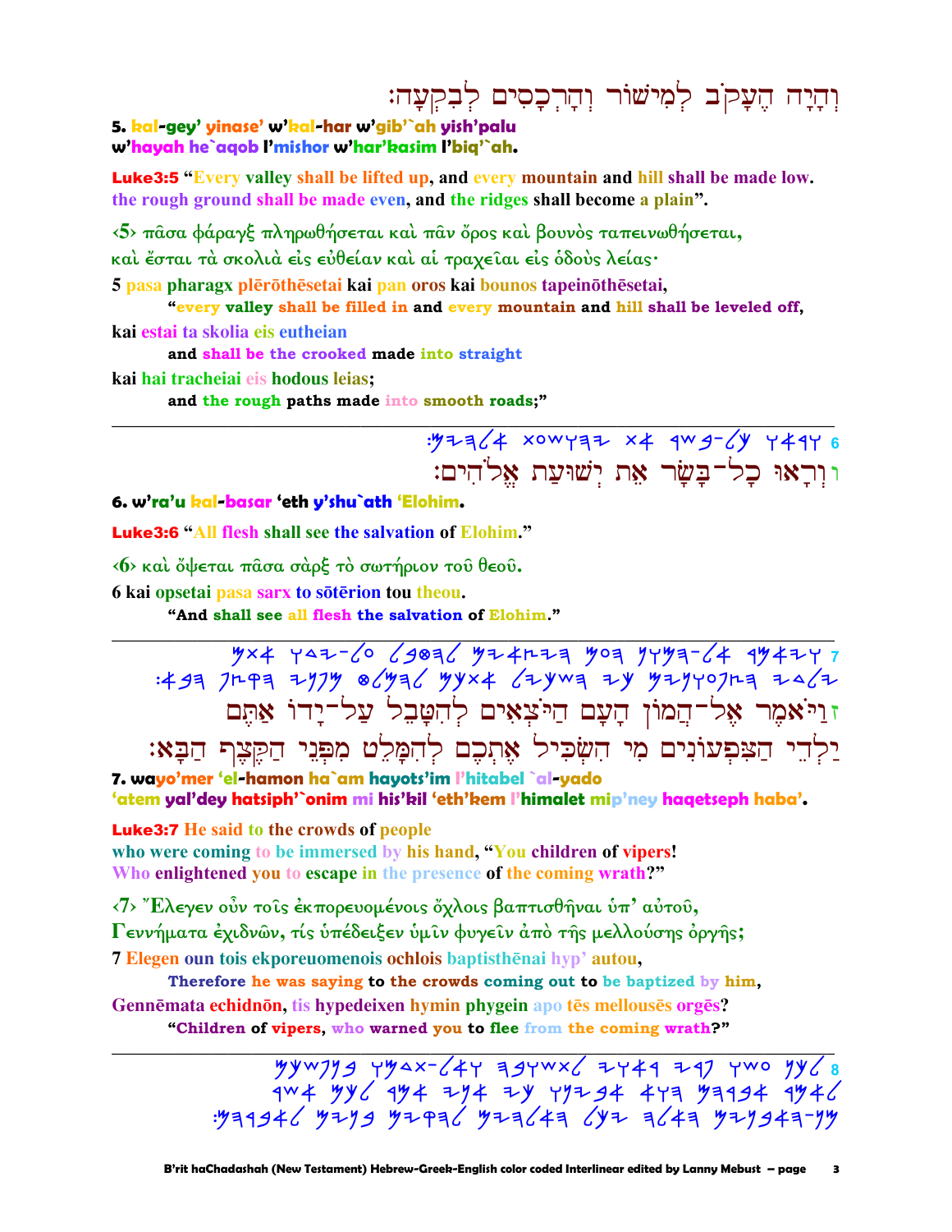וְהָיָה הֶעָקֹב לְמִישׁוֹר וְהָרְכָסִים לְבִקְעָה׃

**5. kal-gey' yinase' w'kal-har w'gib'`ah yish'palu w'hayah he`aqob l'mishor w'har'kasim l'biq'`ah.**

**Luke3:5** "Every valley shall be lifted up, and every mountain and hill shall be made low. the rough ground shall be made even, and the ridges shall become a plain".

‹5› πᾶσα φάραγξ πληρωθήσεται καὶ πᾶν ὄρος καὶ βουνὸς ταπεινωθήσεται, καὶ ἔσται τὰ σκολιὰ εἰς εὐθεῖαν καὶ αἱ τραχεῖαι εἰς ὁδοὺς λείας·

5 pasa pharagx plērōthēsetai kai pan oros kai bounos tapeinōthēsetai,
**"every valley shall be filled in and every mountain and hill shall be leveled off,**
kai estai ta skolia eis eutheian
**and shall be the crooked made into straight**
kai hai tracheiai eis hodous leias;
**and the rough paths made into smooth roads;"**

---

6 וְרָאוּ כָל־בָּשָׂר אֵת יְשׁוּעַת אֱלֹהִים׃

**6. w'ra'u kal-basar 'eth y'shu`ath 'Elohim.**

**Luke3:6** "All flesh shall see the salvation of Elohim."

‹6› καὶ ὄψεται πᾶσα σὰρξ τὸ σωτήριον τοῦ θεοῦ.

6 kai opsetai pasa sarx to sōtērion tou theou.
**"And shall see all flesh the salvation of Elohim."**

---

7 וַיֹּאמֶר אֶל־הֲמוֹן הָעָם הַיֹּצְאִים לְהִטָּבֵל עַל־יָדוֹ אַתֶּם יַלְדֵי הַצִּפְעֹנִים מִי הִשְׂכִּיל אֶתְכֶם לְהִמָּלֵט מִפְּנֵי הַקֶּצֶף הַבָּא׃

**7. wayo'mer 'el-hamon ha`am hayots'im l'hitabel `al-yado 'atem yal'dey hatsiph'`onim mi his'kil 'eth'kem l'himalet mip'ney haqetseph haba'.**

**Luke3:7** He said to the crowds of people who were coming to be immersed by his hand, "You children of vipers! Who enlightened you to escape in the presence of the coming wrath?"

‹7› Ἔλεγεν οὖν τοῖς ἐκπορευομένοις ὄχλοις βαπτισθῆναι ὑπ' αὐτοῦ, Γεννήματα ἐχιδνῶν, τίς ὑπέδειξεν ὑμῖν φυγεῖν ἀπὸ τῆς μελλούσης ὀργῆς;

7 Elegen oun tois ekporeuomenois ochlois baptisthēnai hyp' autou,
**Therefore he was saying to the crowds coming out to be baptized by him,**
Gennēmata echidnōn, tis hypedeixen hymin phygein apo tēs mellousēs orgēs?
**"Children of vipers, who warned you to flee from the coming wrath?"**

---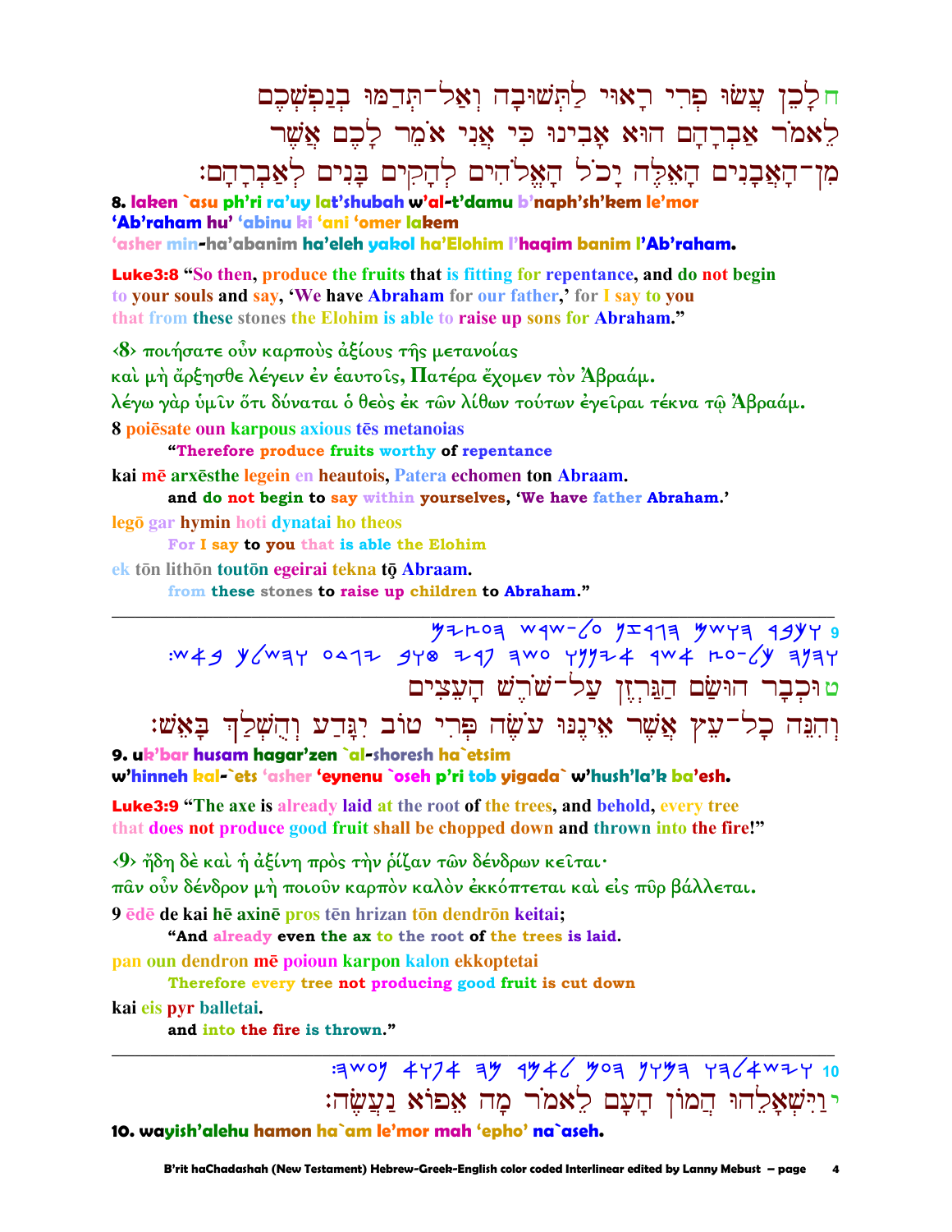ח לָכֵן עֲשׂוּ פְּרִי רָאוּי לַתְּשׁוּבָה וְאַל־תְּדַמּוּ בְנַפְשְׁכֶם לֵאמֹר אַבְרָהָם הוּא אָבִינוּ כִּי אֲנִי אֹמֵר לָכֶם אֲשֶׁר מִן־הָאֲבָנִים הָאֵלֶּה יָכֹל הָאֱלֹהִים לְהָקִים בָּנִים לְאַבְרָהָם׃

**8. laken `asu ph'ri ra'uy lat'shubah w'al-t'damu b'naph'sh'kem le'mor 'Ab'raham hu' 'abinu ki 'ani 'omer lakem 'asher min-ha'abanim ha'eleh yakol ha'Elohim l'haqim banim l'Ab'raham.**

**Luke3:8 "So then, produce the fruits that is fitting for repentance, and do not begin to your souls and say, 'We have Abraham for our father,' for I say to you that from these stones the Elohim is able to raise up sons for Abraham."**

‹8› ποιήσατε οὖν καρποὺς ἀξίους τῆς μετανοίας
καὶ μὴ ἄρξησθε λέγειν ἐν ἑαυτοῖς, Πατέρα ἔχομεν τὸν Ἀβραάμ.
λέγω γὰρ ὑμῖν ὅτι δύναται ὁ θεὸς ἐκ τῶν λίθων τούτων ἐγεῖραι τέκνα τῷ Ἀβραάμ.

8 poiēsate oun karpous axious tēs metanoias
**"Therefore produce fruits worthy of repentance**

kai mē arxēsthe legein en heautois, Patera echomen ton Abraam.
**and do not begin to say within yourselves, 'We have father Abraham.'**

legō gar hymin hoti dynatai ho theos
**For I say to you that is able the Elohim**

ek tōn lithōn toutōn egeirai tekna tō̧ Abraam.
**from these stones to raise up children to Abraham."**

---

9 ukbar husam hagarzen `al-shoresh ha`etsim w'hinneh kal-`ets 'asher 'eynenu `oseh p'ri tob yigada` w'hush'lak ba'esh:

ט וּכְבָר הוּשַׂם הַגַּרְזֶן עַל־שֹׁרֶשׁ הָעֵצִים
וְהִנֵּה כָּל־עֵץ אֲשֶׁר אֵינֶנּוּ עֹשֶׂה פְּרִי טוֹב יִגָּדַע וְהֻשְׁלַךְ בָּאֵשׁ׃

**9. uk'bar husam hagar'zen `al-shoresh ha`etsim w'hinneh kal-`ets 'asher 'eynenu `oseh p'ri tob yigada` w'hush'la'k ba'esh.**

**Luke3:9 "The axe is already laid at the root of the trees, and behold, every tree that does not produce good fruit shall be chopped down and thrown into the fire!"**

‹9› ἤδη δὲ καὶ ἡ ἀξίνη πρὸς τὴν ῥίζαν τῶν δένδρων κεῖται·
πᾶν οὖν δένδρον μὴ ποιοῦν καρπὸν καλὸν ἐκκόπτεται καὶ εἰς πῦρ βάλλεται.

9 ēdē de kai hē axinē pros tēn hrizan tōn dendrōn keitai;
**"And already even the ax to the root of the trees is laid.**

pan oun dendron mē poioun karpon kalon ekkoptetai
**Therefore every tree not producing good fruit is cut down**

kai eis pyr balletai.
**and into the fire is thrown."**

---

10 wayish'alehu hamon ha`am le'mor mah 'epho' na`aseh:

י וַיִּשְׁאָלֻהוּ הֲמוֹן הָעָם לֵאמֹר מָה אֵפוֹא נַעֲשֶׂה׃

**10. wayish'alehu hamon ha`am le'mor mah 'epho' na`aseh.**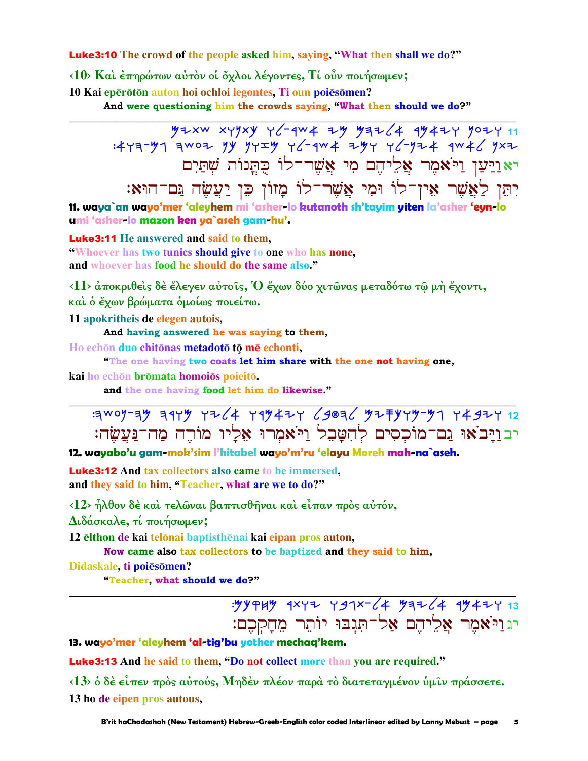**Luke3:10** The crowd of the people asked him, saying, "What then shall we do?"

‹10› Καὶ ἐπηρώτων αὐτὸν οἱ ὄχλοι λέγοντες, Τί οὖν ποιήσωμεν;

10 Kai epērōtōn auton hoi ochloi legontes, Ti oun poiēsōmen?

**And were questioning him the crowds saying, "What then should we do?"**

---

11 ויען ויאמר אליהם מי אשר־לו כתנות שתים יתן לאשר אין־לו ומי אשר־לו מזון כן יעשה גם־הוא׃

יא וַיַּעַן וַיֹּאמֶר אֲלֵיהֶם מִי אֲשֶׁר־לוֹ כֻּתֳּנוֹת שְׁתַּיִם יִתֵּן לַאֲשֶׁר אֵין־לוֹ וּמִי אֲשֶׁר־לוֹ מָזוֹן כֵּן יַעֲשֶׂה גַּם־הוּא׃

**11. waya`an wayo'mer 'aleyhem mi 'asher-lo kutanoth sh'tayim yiten la'asher 'eyn-lo umi 'asher-lo mazon ken ya`aseh gam-hu'.**

**Luke3:11** He answered and said to them,
"Whoever has two tunics should give to one who has none,
and whoever has food he should do the same also."

‹11› ἀποκριθεὶς δὲ ἔλεγεν αὐτοῖς, Ὁ ἔχων δύο χιτῶνας μεταδότω τῷ μὴ ἔχοντι, καὶ ὁ ἔχων βρώματα ὁμοίως ποιείτω.

11 apokritheis de elegen autois,

**And having answered he was saying to them,**

Ho echōn duo chitōnas metadotō tō̧ mē echonti,

**"The one having two coats let him share with the one not having one,**

kai ho echōn brōmata homoiōs poieitō.

**and the one having food let him do likewise."**

---

12 ויבאו גם־מוכסים להטבל ויאמרו אליו מורה מה־נעשה׃

יב וַיָּבֹאוּ גַם־מוֹכְסִים לְהִטָּבֵל וַיֹּאמְרוּ אֵלָיו מוֹרֶה מַה־נַּעֲשֶׂה׃

**12. wayabo'u gam-mok'sim l'hitabel wayo'm'ru 'elayu Moreh mah-na`aseh.**

**Luke3:12** And tax collectors also came to be immersed,
and they said to him, "Teacher, what are we to do?"

‹12› ἦλθον δὲ καὶ τελῶναι βαπτισθῆναι καὶ εἶπαν πρὸς αὐτόν, Διδάσκαλε, τί ποιήσωμεν;

12 ēlthon de kai telōnai baptisthēnai kai eipan pros auton,

**Now came also tax collectors to be baptized and they said to him,**

Didaskale, ti poiēsōmen?

**"Teacher, what should we do?"**

---

13 ויאמר אליהם אל־תגבו יותר מחקכם׃

יג וַיֹּאמֶר אֲלֵיהֶם אַל־תִּגְבּוּ יוֹתֵר מֵחָקְכֶם׃

**13. wayo'mer 'aleyhem 'al-tig'bu yother mechaq'kem.**

**Luke3:13** And he said to them, "Do not collect more than you are required."

‹13› ὁ δὲ εἶπεν πρὸς αὐτούς, Μηδὲν πλέον παρὰ τὸ διατεταγμένον ὑμῖν πράσσετε.

13 ho de eipen pros autous,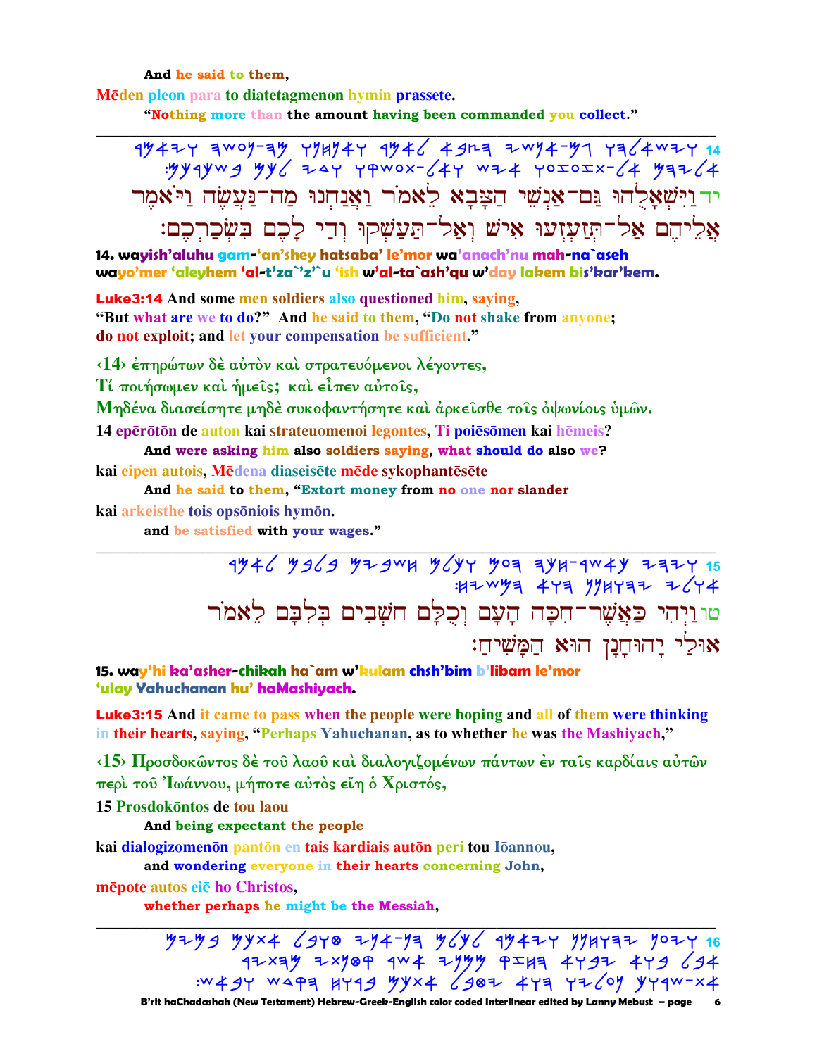And he said to them,

Mēden pleon para to diatetagmenon hymin prassete.

"Nothing more than the amount having been commanded you collect."

---

יד וַיִּשְׁאָלֻהוּ גַּם־אַנְשֵׁי הַצָּבָא לֵאמֹר וַאֲנַחְנוּ מַה־נַּעֲשֶׂה וַיֹּאמֶר אֲלֵיהֶם אַל־תְּזַעְזְעוּ אִישׁ וְאַל־תַּעַשְׁקוּ וְדֵי לָכֶם בִּשְׂכַרְכֶם׃

**14. wayish'aluhu gam-'an'shey hatsaba' le'mor wa'anach'nu mah-na`aseh wayo'mer 'aleyhem 'al-t'za`'z'`u 'ish w'al-ta`ash'qu w'day lakem bis'kar'kem.**

**Luke3:14** And some men soldiers also questioned him, saying, "But what are we to do?" And he said to them, "Do not shake from anyone; do not exploit; and let your compensation be sufficient."

‹14› ἐπηρώτων δὲ αὐτὸν καὶ στρατευόμενοι λέγοντες, Τί ποιήσωμεν καὶ ἡμεῖς; καὶ εἶπεν αὐτοῖς, Μηδένα διασείσητε μηδὲ συκοφαντήσητε καὶ ἀρκεῖσθε τοῖς ὀψωνίοις ὑμῶν.

14 epērōtōn de auton kai strateuomenoi legontes, Ti poiēsōmen kai hēmeis?

And were asking him also soldiers saying, what should do also we?

kai eipen autois, Mēdena diaseisēte mēde sykophantēsēte

And he said to them, "Extort money from no one nor slander

kai arkeisthe tois opsōniois hymōn.

and be satisfied with your wages."

---

טו וַיְהִי כַּאֲשֶׁר־חִכָּה הָעָם וְכֻלָּם חשְׁבִים בְּלִבָּם לֵאמֹר אוּלַי יָהוּחָנָן הוּא הַמָּשִׁיחַ׃

**15. way'hi ka'asher-chikah ha`am w'kulam chsh'bim b'libam le'mor 'ulay Yahuchanan hu' haMashiyach.**

**Luke3:15** And it came to pass when the people were hoping and all of them were thinking in their hearts, saying, "Perhaps Yahuchanan, as to whether he was the Mashiyach,"

‹15› Προσδοκῶντος δὲ τοῦ λαοῦ καὶ διαλογιζομένων πάντων ἐν ταῖς καρδίαις αὐτῶν περὶ τοῦ Ἰωάννου, μήποτε αὐτὸς εἴη ὁ Χριστός,

15 Prosdokōntos de tou laou

And being expectant the people

kai dialogizomenōn pantōn en tais kardiais autōn peri tou Iōannou,

and wondering everyone in their hearts concerning John,

mēpote autos eiē ho Christos,

whether perhaps he might be the Messiah,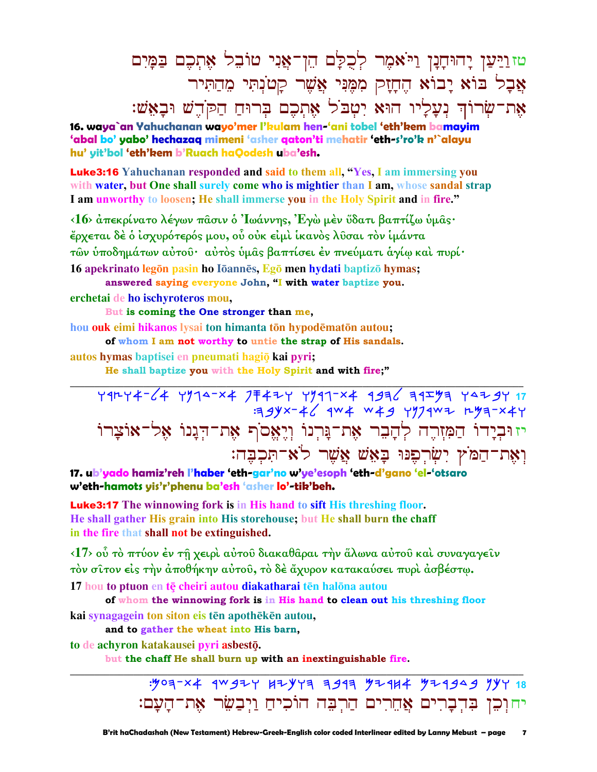טז וַיַּעַן יָהוּחָנָן וַיֹּאמֶר לְכֻלָּם הֵן־אֲנִי טוֹבֵל אֶתְכֶם בַּמָּיִם אֲבָל בּוֹא יָבוֹא הֶחָזָק מִמֶּנִּי אֲשֶׁר קָטֹנְתִּי מֵהַתִּיר אֶת־שְׂרוֹךְ נְעָלָיו הוּא יִטְבֹּל אֶתְכֶם בְּרוּחַ הַקֹּדֶשׁ וּבָאֵשׁ׃

**16. waya`an Yahuchanan wayo'mer l'kulam hen-'ani tobel 'eth'kem bamayim 'abal bo' yabo' hechazaq mimeni 'asher qaton'ti mehatir 'eth-s'ro'k n'`alayu hu' yit'bol 'eth'kem b'Ruach haQodesh uba'esh.**

**Luke3:16** Yahuchanan responded and said to them all, "Yes, I am immersing you with water, but One shall surely come who is mightier than I am, whose sandal strap I am unworthy to loosen; He shall immerse you in the Holy Spirit and in fire."

‹16› ἀπεκρίνατο λέγων πᾶσιν ὁ Ἰωάννης, Ἐγὼ μὲν ὕδατι βαπτίζω ὑμᾶς· ἔρχεται δὲ ὁ ἰσχυρότερός μου, οὗ οὐκ εἰμὶ ἱκανὸς λῦσαι τὸν ἱμάντα τῶν ὑποδημάτων αὐτοῦ· αὐτὸς ὑμᾶς βαπτίσει ἐν πνεύματι ἁγίῳ καὶ πυρί·

16 apekrinato legōn pasin ho Iōannēs, Egō men hydati baptizō hymas;
**answered saying everyone John, "I with water baptize you.**

erchetai de ho ischyroteros mou,
**But is coming the One stronger than me,**

hou ouk eimi hikanos lysai ton himanta tōn hypodēmatōn autou;
**of whom I am not worthy to untie the strap of His sandals.**

autos hymas baptisei en pneumati hagiō kai pyri;
**He shall baptize you with the Holy Spirit and with fire;"**

---

יז וּבְיָדוֹ הַמִּזְרֶה לְהָבֵר אֶת־גָּרְנוֹ וְיֶאֱסֹף אֶת־דְּגָנוֹ אֶל־אוֹצָרוֹ וְאֶת־הַמֹּץ יִשְׂרְפֶנּוּ בָּאֵשׁ אֲשֶׁר לֹא־תִכְבֶּה׃

**17. ub'yado hamiz'reh l'haber 'eth-gar'no w'ye'esoph 'eth-d'gano 'el-'otsaro w'eth-hamots yis'r'phenu ba'esh 'asher lo'-tik'beh.**

**Luke3:17** The winnowing fork is in His hand to sift His threshing floor. He shall gather His grain into His storehouse; but He shall burn the chaff in the fire that shall not be extinguished.

‹17› οὗ τὸ πτύον ἐν τῇ χειρὶ αὐτοῦ διακαθᾶραι τὴν ἅλωνα αὐτοῦ καὶ συναγαγεῖν τὸν σῖτον εἰς τὴν ἀποθήκην αὐτοῦ, τὸ δὲ ἄχυρον κατακαύσει πυρὶ ἀσβέστῳ.

17 hou to ptuon en tē cheiri autou diakatharai tēn halōna autou
**of whom the winnowing fork is in His hand to clean out his threshing floor**

kai synagagein ton siton eis tēn apothēkēn autou,
**and to gather the wheat into His barn,**

to de achyron katakausei pyri asbestō.
**but the chaff He shall burn up with an inextinguishable fire.**

---

יח וְכֵן בִּדְבָרִים אֲחֵרִים הַרְבֵּה הוֹכִיחַ וַיְבַשֵּׂר אֶת־הָעָם׃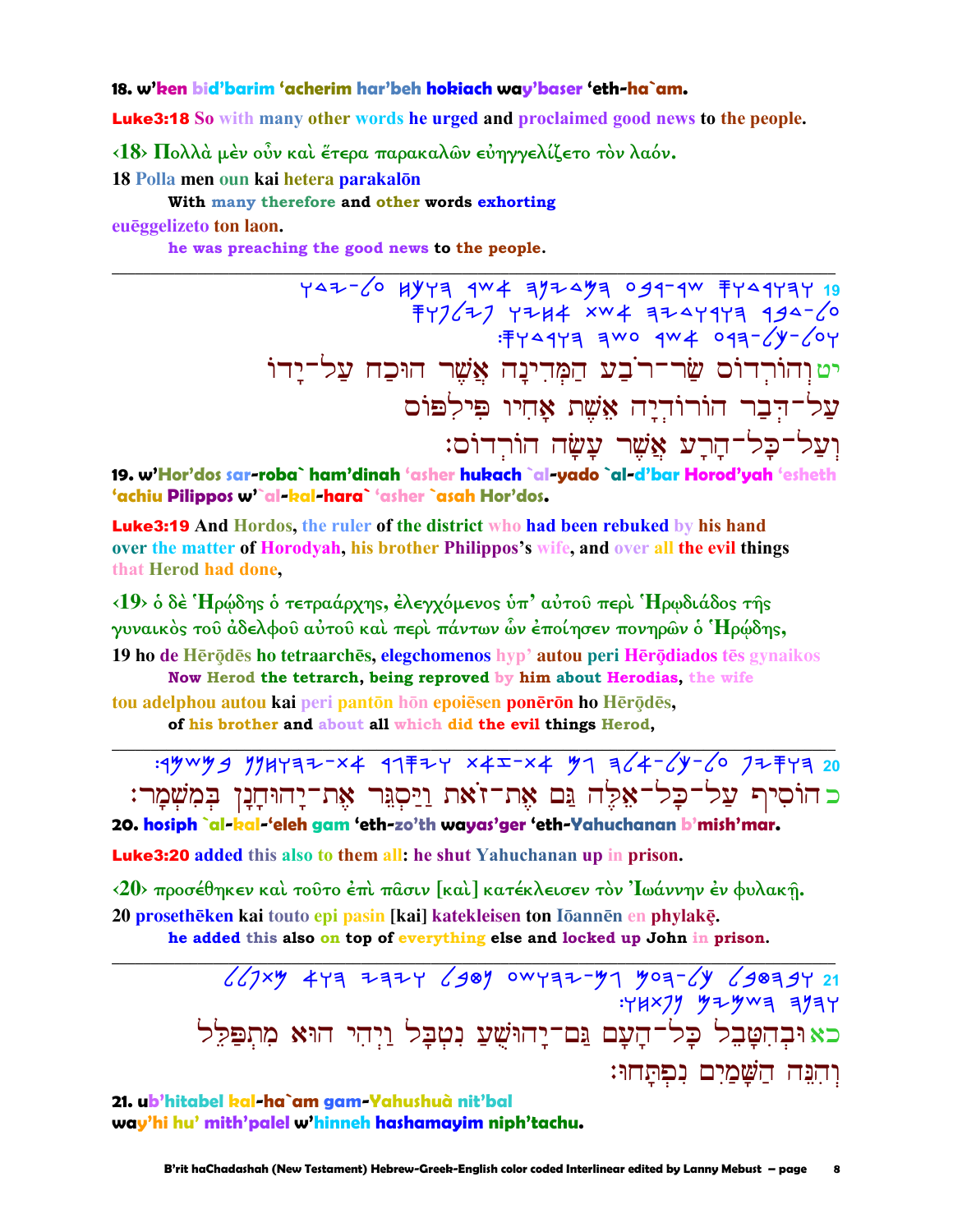**18. w'ken bid'barim 'acherim har'beh hokiach way'baser 'eth-ha`am.**

**Luke3:18** So with many other words he urged and proclaimed good news to the people.

‹18› Πολλὰ μὲν οὖν καὶ ἕτερα παρακαλῶν εὐηγγελίζετο τὸν λαόν.

18 Polla men oun kai hetera parakalōn

**With many therefore and other words exhorting**

euēggelizeto ton laon.

**he was preaching the good news to the people.**

---

יט וְהוֹרְדוֹס שַׂר־רֹבַע הַמְּדִינָה אֲשֶׁר הוּכַח עַל־יָדוֹ עַל־דְּבַר הוֹרוֹדְיָה אֵשֶׁת אָחִיו פִּילִפּוֹס וְעַל־כָּל־הָרָע אֲשֶׁר עָשָׂה הוֹרְדוֹס׃

**19. w'Hor'dos sar-roba` ham'dinah 'asher hukach `al-yado `al-d'bar Horod'yah 'esheth 'achiu Pilippos w'`al-kal-hara` 'asher `asah Hor'dos.**

**Luke3:19** And Hordos, the ruler of the district who had been rebuked by his hand over the matter of Horodyah, his brother Philippos's wife, and over all the evil things that Herod had done,

‹19› ὁ δὲ Ἡρῴδης ὁ τετραάρχης, ἐλεγχόμενος ὑπ' αὐτοῦ περὶ Ἡρῳδιάδος τῆς γυναικὸς τοῦ ἀδελφοῦ αὐτοῦ καὶ περὶ πάντων ὧν ἐποίησεν πονηρῶν ὁ Ἡρῴδης,

19 ho de Hērōdēs ho tetraarchēs, elegchomenos hyp' autou peri Hērōdiados tēs gynaikos

**Now Herod the tetrarch, being reproved by him about Herodias, the wife**

tou adelphou autou kai peri pantōn hōn epoiēsen ponērōn ho Hērōdēs,

**of his brother and about all which did the evil things Herod,**

---

כ הוֹסִיף עַל־כָּל־אֵלֶּה גַּם אֶת־זֹאת וַיַּסְגֵּר אֶת־יָהוּחָנָן בְּמִשְׁמָר׃

**20. hosiph `al-kal-'eleh gam 'eth-zo'th wayas'ger 'eth-Yahuchanan b'mish'mar.**

**Luke3:20** added this also to them all: he shut Yahuchanan up in prison.

‹20› προσέθηκεν καὶ τοῦτο ἐπὶ πᾶσιν [καὶ] κατέκλεισεν τὸν Ἰωάννην ἐν φυλακῇ.

20 prosethēken kai touto epi pasin [kai] katekleisen ton Iōannēn en phylakē.

**he added this also on top of everything else and locked up John in prison.**

---

כא וּבְהִטָּבֵל כָּל־הָעָם גַּם־יָהוּשֻׁעַ נִטְבָּל וַיְהִי הוּא מִתְפַּלֵּל וְהִנֵּה הַשָּׁמַיִם נִפְתָּחוּ׃

**21. ub'hitabel kal-ha`am gam-Yahushuà nit'bal way'hi hu' mith'palel w'hinneh hashamayim niph'tachu.**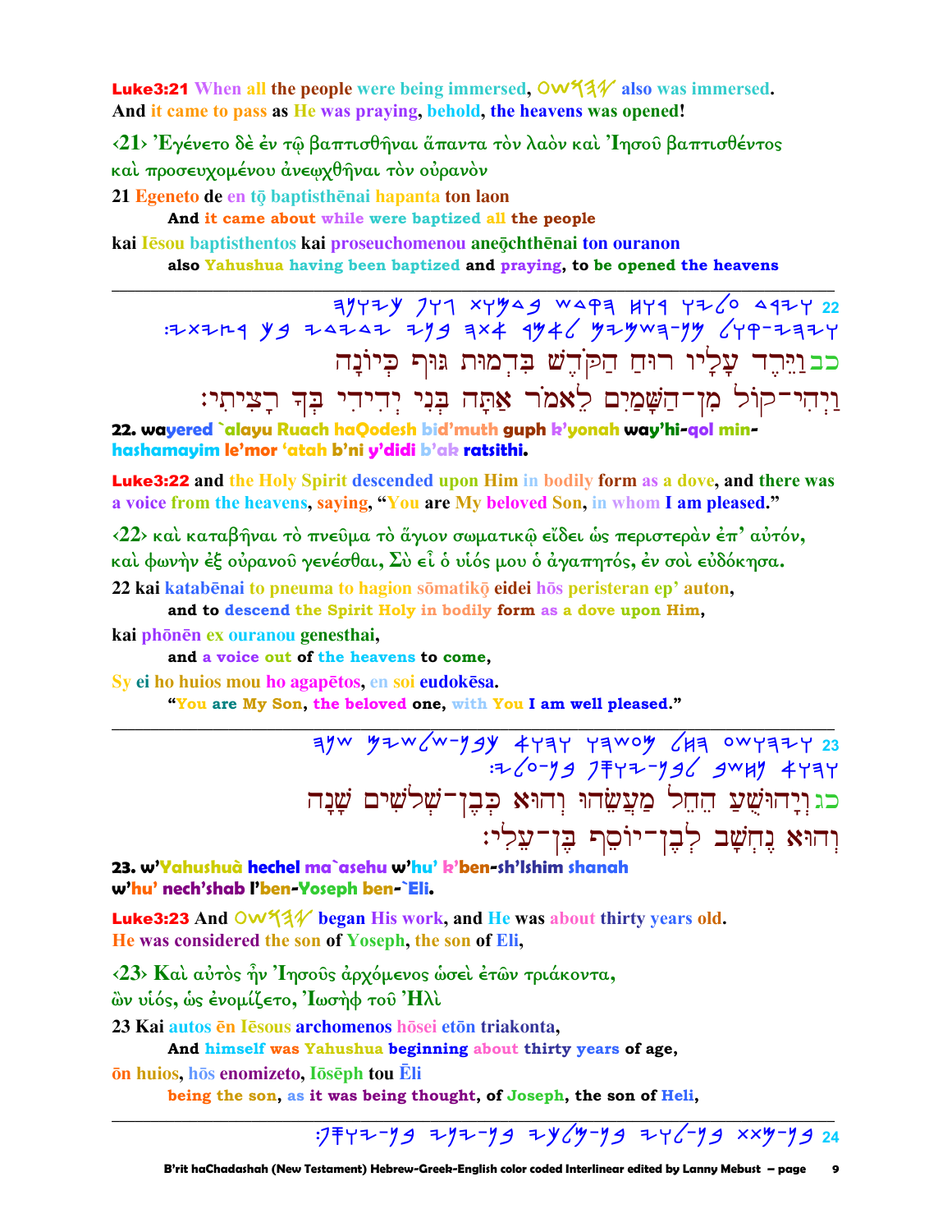**Luke3:21** When all the people were being immersed, 𐤏𐤔𐤅𐤄𐤉 also was immersed. And it came to pass as He was praying, behold, the heavens was opened!

‹21› Ἐγένετο δὲ ἐν τῷ βαπτισθῆναι ἅπαντα τὸν λαὸν καὶ Ἰησοῦ βαπτισθέντος καὶ προσευχομένου ἀνεῳχθῆναι τὸν οὐρανὸν

21 Egeneto de en tō baptisthēnai hapanta ton laon
And it came about while were baptized all the people

kai Iēsou baptisthentos kai proseuchomenou aneōchthēnai ton ouranon
also Yahushua having been baptized and praying, to be opened the heavens

---

כב וַיֵּרֶד עָלָיו רוּחַ הַקֹּדֶשׁ בִּדְמוּת גּוּף כְּיוֹנָה וַיְהִי־קוֹל מִן־הַשָּׁמַיִם לֵאמֹר אַתָּה בְּנִי יְדִידִי בְּךָ רָצִיתִי׃

22. wayered `alayu Ruach haQodesh bid'muth guph k'yonah way'hi-qol min-hashamayim le'mor 'atah b'ni y'didi b'ak ratsithi.

**Luke3:22** and the Holy Spirit descended upon Him in bodily form as a dove, and there was a voice from the heavens, saying, "You are My beloved Son, in whom I am pleased."

‹22› καὶ καταβῆναι τὸ πνεῦμα τὸ ἅγιον σωματικῷ εἴδει ὡς περιστερὰν ἐπ' αὐτόν, καὶ φωνὴν ἐξ οὐρανοῦ γενέσθαι, Σὺ εἶ ὁ υἱός μου ὁ ἀγαπητός, ἐν σοὶ εὐδόκησα.

22 kai katabēnai to pneuma to hagion sōmatikō eidei hōs peristeran ep' auton,
and to descend the Spirit Holy in bodily form as a dove upon Him,

kai phōnēn ex ouranou genesthai,
and a voice out of the heavens to come,

Sy ei ho huios mou ho agapētos, en soi eudokēsa.
"You are My Son, the beloved one, with You I am well pleased."

---

כג וְיָהוּשֻׁעַ הֵחֵל מַעֲשֵׂהוּ וְהוּא כְּבֶן־שְׁלֹשִׁים שָׁנָה וְהוּא נֶחְשָׁב לְבֶן־יוֹסֵף בֶּן־עֵלִי׃

23. w'Yahushuà hechel ma`asehu w'hu' k'ben-sh'lshim shanah w'hu' nech'shab l'ben-Yoseph ben-`Eli.

**Luke3:23** And 𐤏𐤔𐤅𐤄𐤉 began His work, and He was about thirty years old. He was considered the son of Yoseph, the son of Eli,

‹23› Καὶ αὐτὸς ἦν Ἰησοῦς ἀρχόμενος ὡσεὶ ἐτῶν τριάκοντα, ὢν υἱός, ὡς ἐνομίζετο, Ἰωσὴφ τοῦ Ἠλὶ

23 Kai autos ēn Iēsous archomenos hōsei etōn triakonta,
And himself was Yahushua beginning about thirty years of age,

ōn huios, hōs enomizeto, Iōsēph tou Ēli
being the son, as it was being thought, of Joseph, the son of Heli,

---

24 בֶּן־מַתָּת בֶּן־לֵוִי בֶּן־מַלְכִּי בֶּן־יַנַּי בֶּן־יוֹסֵף׃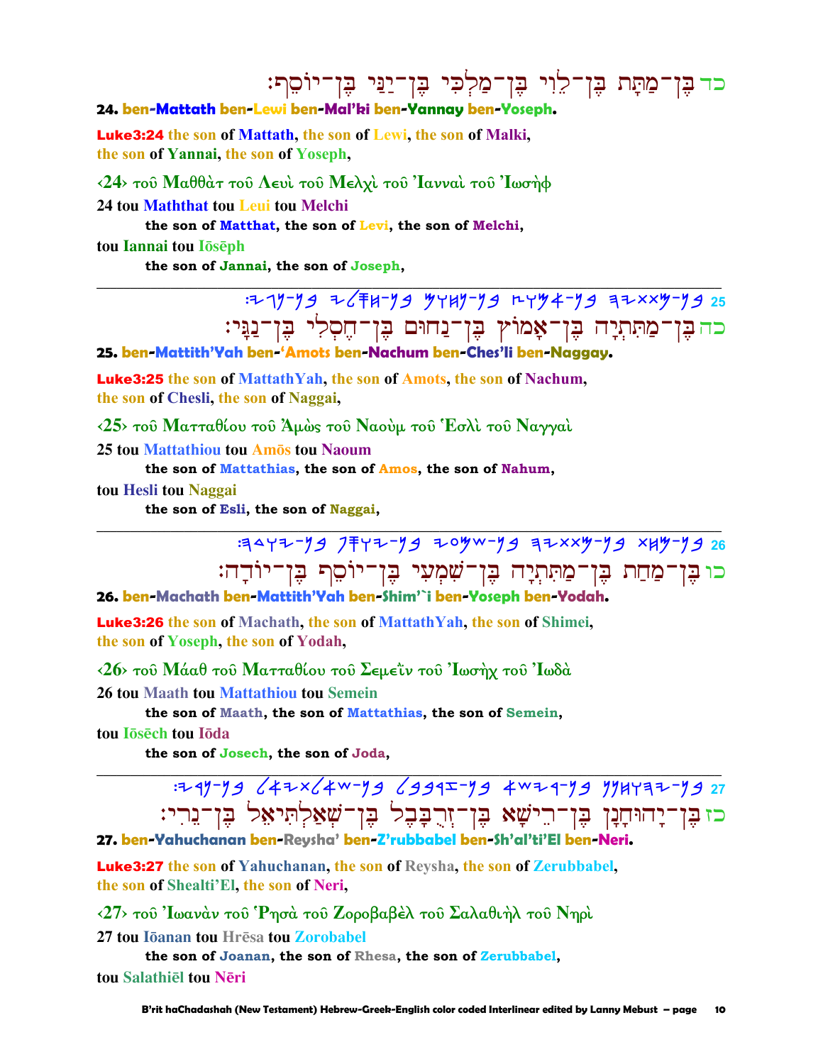כד בֶּן־מַתָּת בֶּן־לֵוִי בֶּן־מַלְכִּי בֶּן־יַנַּי בֶּן־יוֹסֵף׃

**24. ben-Mattath ben-Lewi ben-Mal'ki ben-Yannay ben-Yoseph.**

**Luke3:24** the son of Mattath, the son of Lewi, the son of Malki, the son of Yannai, the son of Yoseph,

‹24› τοῦ Μαθθὰτ τοῦ Λευὶ τοῦ Μελχὶ τοῦ Ἰανναὶ τοῦ Ἰωσὴφ

24 tou Maththat tou Leui tou Melchi
　the son of Matthat, the son of Levi, the son of Melchi,
tou Iannai tou Iōsēph
　the son of Jannai, the son of Joseph,

---

25 כה בֶּן־מַתִּתְיָה בֶּן־אָמוֹץ בֶּן־נַחוּם בֶּן־חֶסְלִי בֶּן־נַגָּי׃

**25. ben-Mattith'Yah ben-'Amots ben-Nachum ben-Ches'li ben-Naggay.**

**Luke3:25** the son of MattathYah, the son of Amots, the son of Nachum, the son of Chesli, the son of Naggai,

‹25› τοῦ Ματταθίου τοῦ Ἀμὼς τοῦ Ναοὺμ τοῦ Ἑσλὶ τοῦ Ναγγαὶ

25 tou Mattathiou tou Amōs tou Naoum
　the son of Mattathias, the son of Amos, the son of Nahum,
tou Hesli tou Naggai
　the son of Esli, the son of Naggai,

---

26 כו בֶּן־מַחַת בֶּן־מַתִּתְיָה בֶּן־שִׁמְעִי בֶּן־יוֹסֵף בֶּן־יוֹדָה׃

**26. ben-Machath ben-Mattith'Yah ben-Shim'`i ben-Yoseph ben-Yodah.**

**Luke3:26** the son of Machath, the son of MattathYah, the son of Shimei, the son of Yoseph, the son of Yodah,

‹26› τοῦ Μάαθ τοῦ Ματταθίου τοῦ Σεμεῒν τοῦ Ἰωσὴχ τοῦ Ἰωδὰ

26 tou Maath tou Mattathiou tou Semein
　the son of Maath, the son of Mattathias, the son of Semein,
tou Iōsēch tou Iōda
　the son of Josech, the son of Joda,

---

27 כז בֶּן־יָהוּחָנָן בֶּן־רֵישָׁא בֶּן־זְרֻבָּבֶל בֶּן־שְׁאַלְתִּיאֵל בֶּן־נֵרִי׃

**27. ben-Yahuchanan ben-Reysha' ben-Z'rubbabel ben-Sh'al'ti'El ben-Neri.**

**Luke3:27** the son of Yahuchanan, the son of Reysha, the son of Zerubbabel, the son of Shealti'El, the son of Neri,

‹27› τοῦ Ἰωανὰν τοῦ Ῥησὰ τοῦ Ζοροβαβὲλ τοῦ Σαλαθιὴλ τοῦ Νηρὶ

27 tou Iōanan tou Hrēsa tou Zorobabel
　the son of Joanan, the son of Rhesa, the son of Zerubbabel,
tou Salathiēl tou Nēri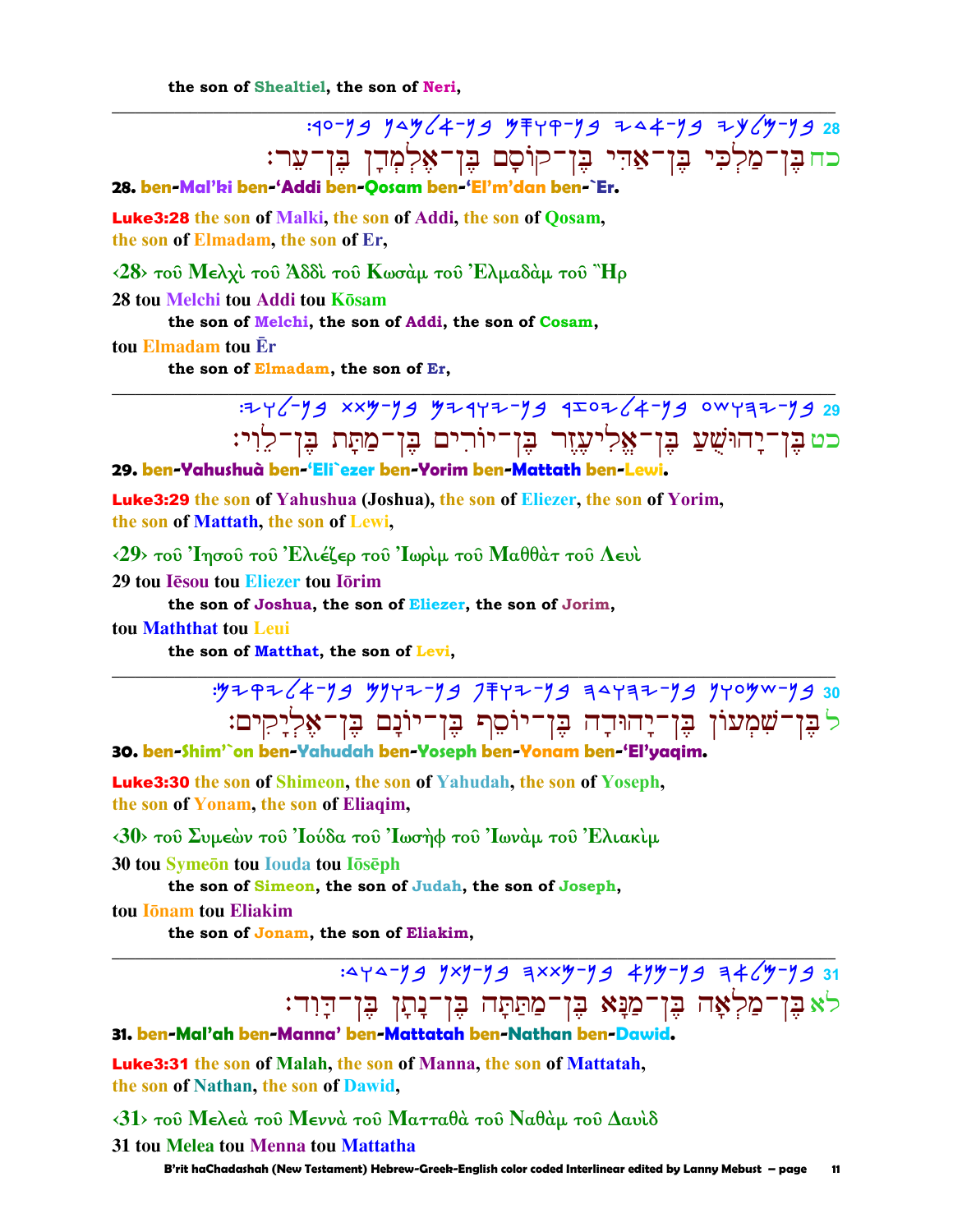the son of Shealtiel, the son of Neri,

---

28 :40-ל9 ל4ש6ף-ל9 שׁ‏ׄ‏...

כח בֶּן־מַלְכִּי בֶּן־אַדִּי בֶּן־קוֹסָם בֶּן־אֶלְמְדָן בֶּן־עֵר׃

**28. ben-Mal'ki ben-'Addi ben-Qosam ben-'El'm'dan ben-`Er.**

**Luke3:28 the son of Malki, the son of Addi, the son of Qosam, the son of Elmadam, the son of Er,**

‹28› τοῦ Μελχὶ τοῦ Ἀδδὶ τοῦ Κωσὰμ τοῦ Ἐλμαδὰμ τοῦ Ἢρ

28 tou Melchi tou Addi tou Kōsam

**the son of Melchi, the son of Addi, the son of Cosam,**

tou Elmadam tou Ēr

**the son of Elmadam, the son of Er,**

---

29

כט בֶּן־יָהוֹשֻׁעַ בֶּן־אֱלִיעֶזֶר בֶּן־יוֹרִים בֶּן־מַתָּת בֶּן־לֵוִי׃

**29. ben-Yahushuà ben-'Eli`ezer ben-Yorim ben-Mattath ben-Lewi.**

**Luke3:29 the son of Yahushua (Joshua), the son of Eliezer, the son of Yorim, the son of Mattath, the son of Lewi,**

‹29› τοῦ Ἰησοῦ τοῦ Ἐλιέζερ τοῦ Ἰωρὶμ τοῦ Μαθθὰτ τοῦ Λευὶ

29 tou Iēsou tou Eliezer tou Iōrim

**the son of Joshua, the son of Eliezer, the son of Jorim,**

tou Maththat tou Leui

**the son of Matthat, the son of Levi,**

---

30

ל בֶּן־שִׁמְעוֹן בֶּן־יָהוּדָה בֶּן־יוֹסֵף בֶּן־יוֹנָם בֶּן־אֶלְיָקִים׃

**30. ben-Shim'`on ben-Yahudah ben-Yoseph ben-Yonam ben-'El'yaqim.**

**Luke3:30 the son of Shimeon, the son of Yahudah, the son of Yoseph, the son of Yonam, the son of Eliaqim,**

‹30› τοῦ Συμεὼν τοῦ Ἰούδα τοῦ Ἰωσὴφ τοῦ Ἰωνὰμ τοῦ Ἐλιακὶμ

30 tou Symeōn tou Iouda tou Iōsēph

**the son of Simeon, the son of Judah, the son of Joseph,**

tou Iōnam tou Eliakim

**the son of Jonam, the son of Eliakim,**

---

31

לא בֶּן־מַלְאָה בֶּן־מַנָּא בֶּן־מַתַּתָּה בֶּן־נָתָן בֶּן־דָּוִד׃

**31. ben-Mal'ah ben-Manna' ben-Mattatah ben-Nathan ben-Dawid.**

**Luke3:31 the son of Malah, the son of Manna, the son of Mattatah, the son of Nathan, the son of Dawid,**

‹31› τοῦ Μελεὰ τοῦ Μεννὰ τοῦ Ματταθὰ τοῦ Ναθὰμ τοῦ Δαυὶδ

31 tou Melea tou Menna tou Mattatha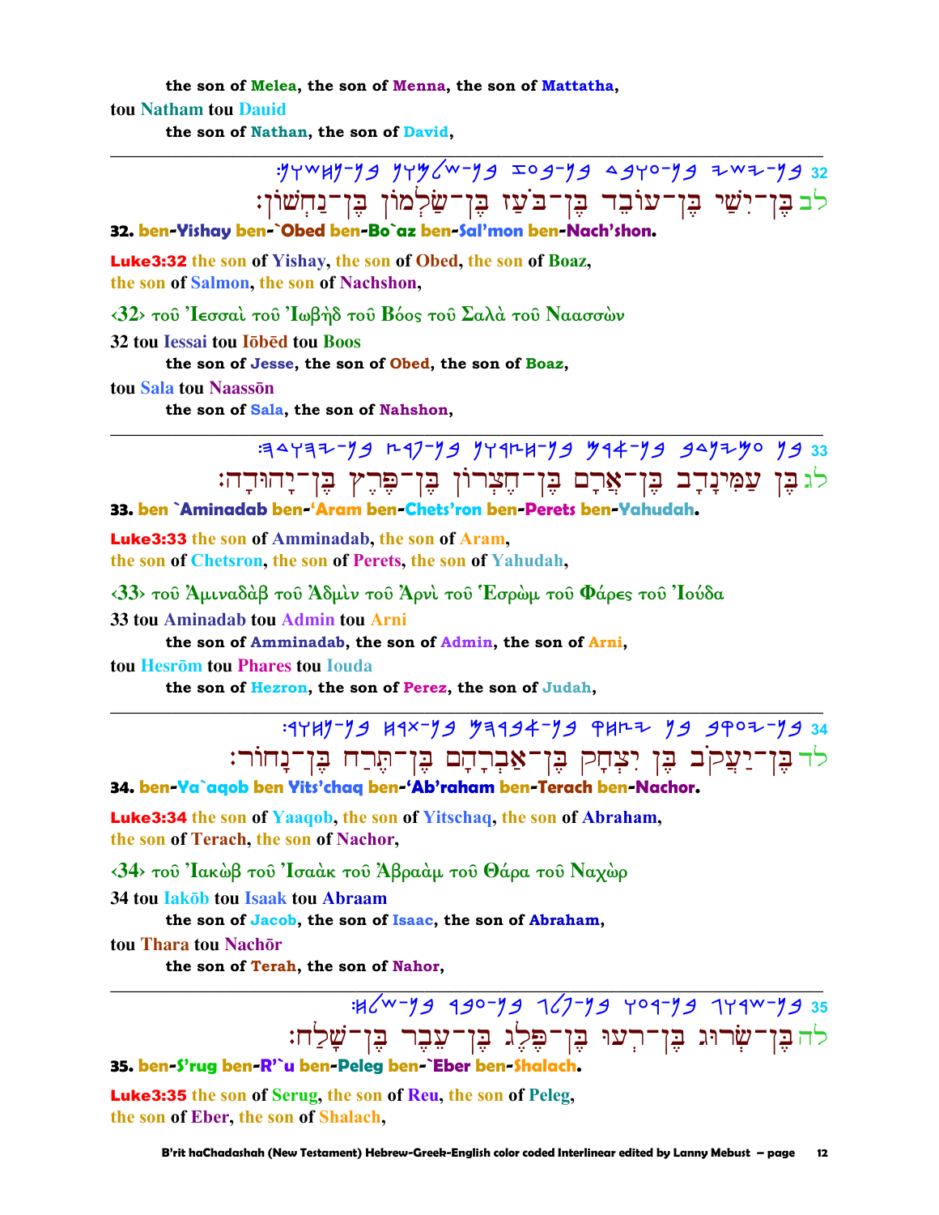the son of Melea, the son of Menna, the son of Mattatha,

tou Natham tou Dauid

the son of Nathan, the son of David,

---

32 :𐤍𐤅𐤔𐤇𐤍-𐤍𐤁 𐤍𐤅𐤌𐤋𐤔-𐤍𐤁 𐤆𐤏𐤁-𐤍𐤁 𐤃𐤁𐤅𐤏-𐤍𐤁 𐤉𐤔𐤉-𐤍𐤁

לב בֶּן־יִשַׁי בֶּן־עוֹבֵד בֶּן־בֹּעַז בֶּן־שַׂלְמוֹן בֶּן־נַחְשׁוֹן׃

**32. ben-Yishay ben-`Obed ben-Bo`az ben-Sal'mon ben-Nach'shon.**

**Luke3:32** the son of Yishay, the son of Obed, the son of Boaz, the son of Salmon, the son of Nachshon,

‹32› τοῦ Ἰεσσαὶ τοῦ Ἰωβὴδ τοῦ Βόος τοῦ Σαλὰ τοῦ Ναασσὼν

32 tou Iessai tou Iōbēd tou Boos

the son of Jesse, the son of Obed, the son of Boaz,

tou Sala tou Naassōn

the son of Sala, the son of Nahshon,

---

33 :𐤄𐤃𐤅𐤄𐤉-𐤍𐤁 𐤑𐤓𐤐-𐤍𐤁 𐤍𐤅𐤓𐤑𐤇-𐤍𐤁 𐤌𐤓𐤀-𐤍𐤁 𐤁𐤃𐤍𐤉𐤌𐤏 𐤍𐤁

לג בֶּן עַמִּינָדָב בֶּן־אֲרָם בֶּן־חֶצְרוֹן בֶּן־פֶּרֶץ בֶּן־יְהוּדָה׃

**33. ben `Aminadab ben-'Aram ben-Chets'ron ben-Perets ben-Yahudah.**

**Luke3:33** the son of Amminadab, the son of Aram, the son of Chetsron, the son of Perets, the son of Yahudah,

‹33› τοῦ Ἀμιναδὰβ τοῦ Ἀδμὶν τοῦ Ἀρνὶ τοῦ Ἑσρὼμ τοῦ Φάρες τοῦ Ἰούδα

33 tou Aminadab tou Admin tou Arni

the son of Amminadab, the son of Admin, the son of Arni,

tou Hesrōm tou Phares tou Iouda

the son of Hezron, the son of Perez, the son of Judah,

---

34 :𐤓𐤅𐤇𐤍-𐤍𐤁 𐤇𐤓𐤕-𐤍𐤁 𐤌𐤄𐤓𐤁𐤀-𐤍𐤁 𐤒𐤇𐤑𐤉 𐤍𐤁 𐤁𐤒𐤏𐤉-𐤍𐤁

לד בֶּן־יַעֲקֹב בֶּן יִצְחָק בֶּן־אַבְרָהָם בֶּן־תֶּרַח בֶּן־נָחוֹר׃

**34. ben-Ya`aqob ben Yits'chaq ben-'Ab'raham ben-Terach ben-Nachor.**

**Luke3:34** the son of Yaaqob, the son of Yitschaq, the son of Abraham, the son of Terach, the son of Nachor,

‹34› τοῦ Ἰακὼβ τοῦ Ἰσαὰκ τοῦ Ἀβραὰμ τοῦ Θάρα τοῦ Ναχὼρ

34 tou Iakōb tou Isaak tou Abraam

the son of Jacob, the son of Isaac, the son of Abraham,

tou Thara tou Nachōr

the son of Terah, the son of Nahor,

---

35 :𐤇𐤋𐤔-𐤍𐤁 𐤓𐤁𐤏-𐤍𐤁 𐤂𐤋𐤐-𐤍𐤁 𐤅𐤏𐤓-𐤍𐤁 𐤂𐤅𐤓𐤔-𐤍𐤁

לה בֶּן־שְׂרוּג בֶּן־רְעוּ בֶּן־פֶּלֶג בֶּן־עֵבֶר בֶּן־שָׁלַח׃

**35. ben-S'rug ben-R'`u ben-Peleg ben-`Eber ben-Shalach.**

**Luke3:35** the son of Serug, the son of Reu, the son of Peleg, the son of Eber, the son of Shalach,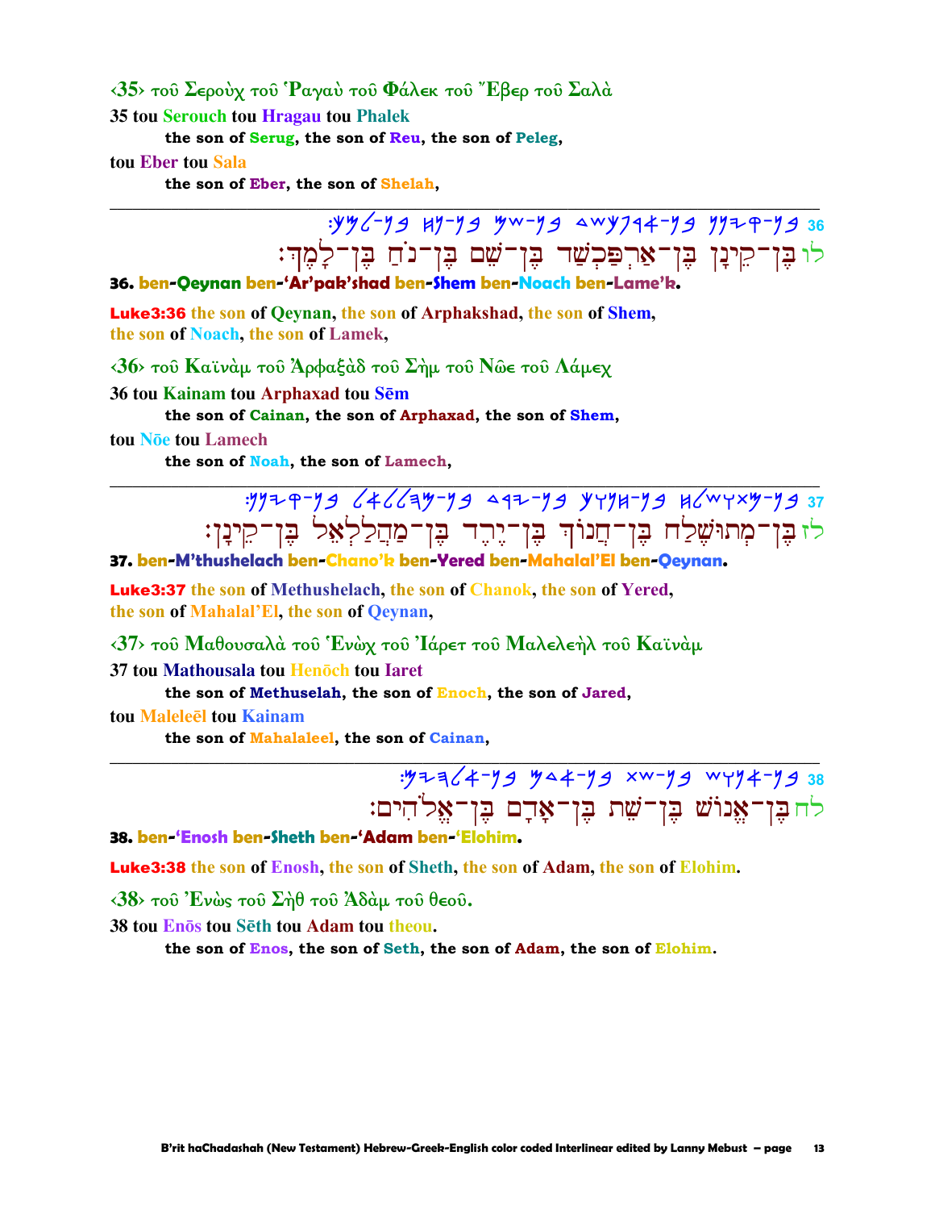‹35› τοῦ Σεροὺχ τοῦ Ῥαγαὺ τοῦ Φάλεκ τοῦ Ἔβερ τοῦ Σαλὰ

35 tou Serouch tou Hragau tou Phalek

the son of Serug, the son of Reu, the son of Peleg,

tou Eber tou Sala

the son of Eber, the son of Shelah,

---

36 בן-קינן בן-ארפכשד בן-שם בן-נח בן-למך:

לו בֶּן־קֵינָן בֶּן־אַרְפַּכְשַׁד בֶּן־שֵׁם בֶּן־נֹחַ בֶּן־לָמֶךְ:

**36. ben-Qeynan ben-'Ar'pak'shad ben-Shem ben-Noach ben-Lame'k.**

**Luke3:36 the son of Qeynan, the son of Arphakshad, the son of Shem, the son of Noach, the son of Lamek,**

‹36› τοῦ Καϊνὰμ τοῦ Ἀρφαξὰδ τοῦ Σὴμ τοῦ Νῶε τοῦ Λάμεχ

36 tou Kainam tou Arphaxad tou Sēm

the son of Cainan, the son of Arphaxad, the son of Shem,

tou Nōe tou Lamech

the son of Noah, the son of Lamech,

---

37 בן-מתושלח בן-חנוך בן-ירד בן-מהללאל בן-קינן:

לז בֶּן־מְתוּשֶׁלַח בֶּן־חֲנוֹךְ בֶּן־יֶרֶד בֶּן־מַהֲלַלְאֵל בֶּן־קֵינָן:

**37. ben-M'thushelach ben-Chano'k ben-Yered ben-Mahalal'El ben-Qeynan.**

**Luke3:37 the son of Methushelach, the son of Chanok, the son of Yered, the son of Mahalal'El, the son of Qeynan,**

‹37› τοῦ Μαθουσαλὰ τοῦ Ἑνὼχ τοῦ Ἰάρετ τοῦ Μαλελεὴλ τοῦ Καϊνὰμ

37 tou Mathousala tou Henōch tou Iaret

the son of Methuselah, the son of Enoch, the son of Jared,

tou Maleleēl tou Kainam

the son of Mahalaleel, the son of Cainan,

---

38 בן-אנוש בן-שת בן-אדם בן-אלהים:

לח בֶּן־אֱנוֹשׁ בֶּן־שֵׁת בֶּן־אָדָם בֶּן־אֱלֹהִים:

**38. ben-'Enosh ben-Sheth ben-'Adam ben-'Elohim.**

**Luke3:38 the son of Enosh, the son of Sheth, the son of Adam, the son of Elohim.**

‹38› τοῦ Ἐνὼς τοῦ Σὴθ τοῦ Ἀδὰμ τοῦ θεοῦ.

38 tou Enōs tou Sēth tou Adam tou theou.

the son of Enos, the son of Seth, the son of Adam, the son of Elohim.